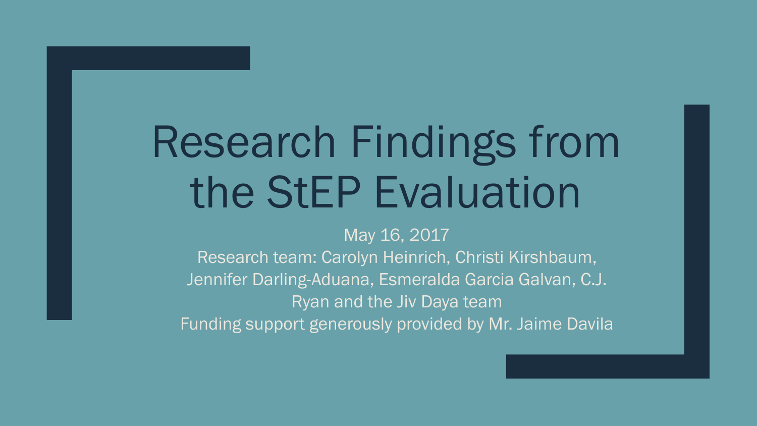# Research Findings from the StEP Evaluation

May 16, 2017

Research team: Carolyn Heinrich, Christi Kirshbaum, Jennifer Darling-Aduana, Esmeralda Garcia Galvan, C.J. Ryan and the Jiv Daya team

Funding support generously provided by Mr. Jaime Davila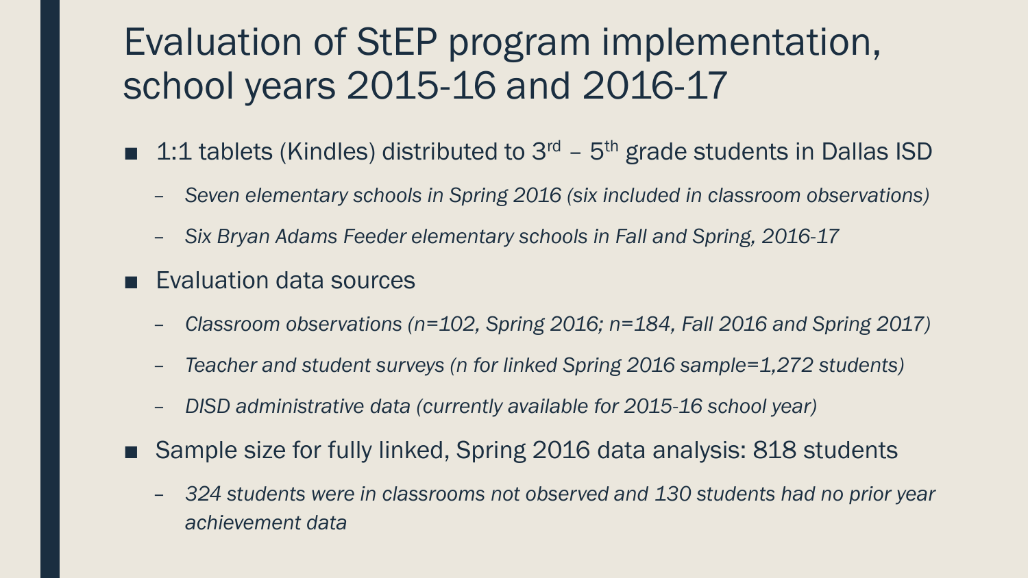# Evaluation of StEP program implementation, school years 2015-16 and 2016-17

- 1:1 tablets (Kindles) distributed to 3rd – 5th grade students in Dallas ISD
  - *Seven elementary schools in Spring 2016 (six included in classroom observations)*
  - *Six Bryan Adams Feeder elementary schools in Fall and Spring, 2016-17*
- Evaluation data sources
  - *Classroom observations (n=102, Spring 2016; n=184, Fall 2016 and Spring 2017)*
  - *Teacher and student surveys (n for linked Spring 2016 sample=1,272 students)*
  - *DISD administrative data (currently available for 2015-16 school year)*
- Sample size for fully linked, Spring 2016 data analysis: 818 students
  - *324 students were in classrooms not observed and 130 students had no prior year achievement data*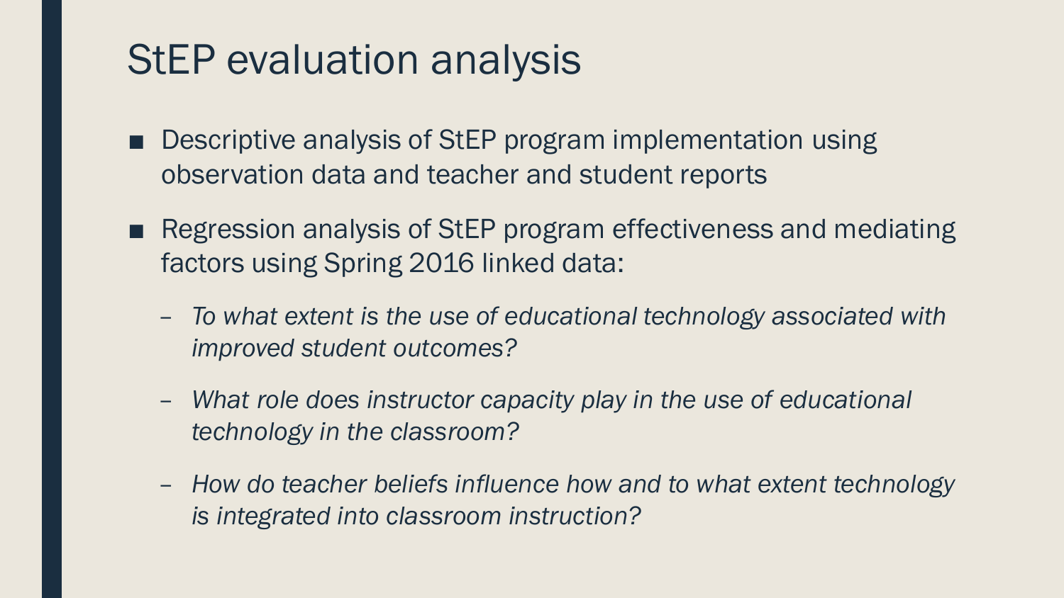# StEP evaluation analysis

- Descriptive analysis of StEP program implementation using observation data and teacher and student reports
- Regression analysis of StEP program effectiveness and mediating factors using Spring 2016 linked data:
  - *To what extent is the use of educational technology associated with improved student outcomes?*
  - *What role does instructor capacity play in the use of educational technology in the classroom?*
  - *How do teacher beliefs influence how and to what extent technology is integrated into classroom instruction?*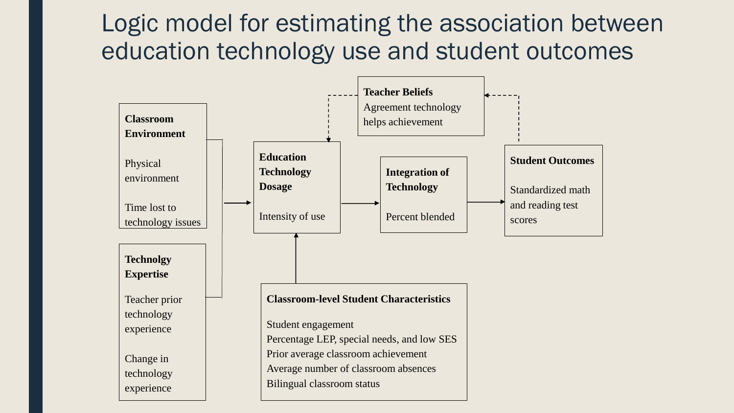# Logic model for estimating the association between education technology use and student outcomes

**Classroom Environment**

Physical environment

Time lost to technology issues

**Technolgy Expertise**

Teacher prior technology experience

Change in technology experience

**Education Technology Dosage**

Intensity of use

**Teacher Beliefs**

Agreement technology helps achievement

**Integration of Technology**

Percent blended

**Student Outcomes**

Standardized math and reading test scores

**Classroom-level Student Characteristics**

Student engagement
Percentage LEP, special needs, and low SES
Prior average classroom achievement
Average number of classroom absences
Bilingual classroom status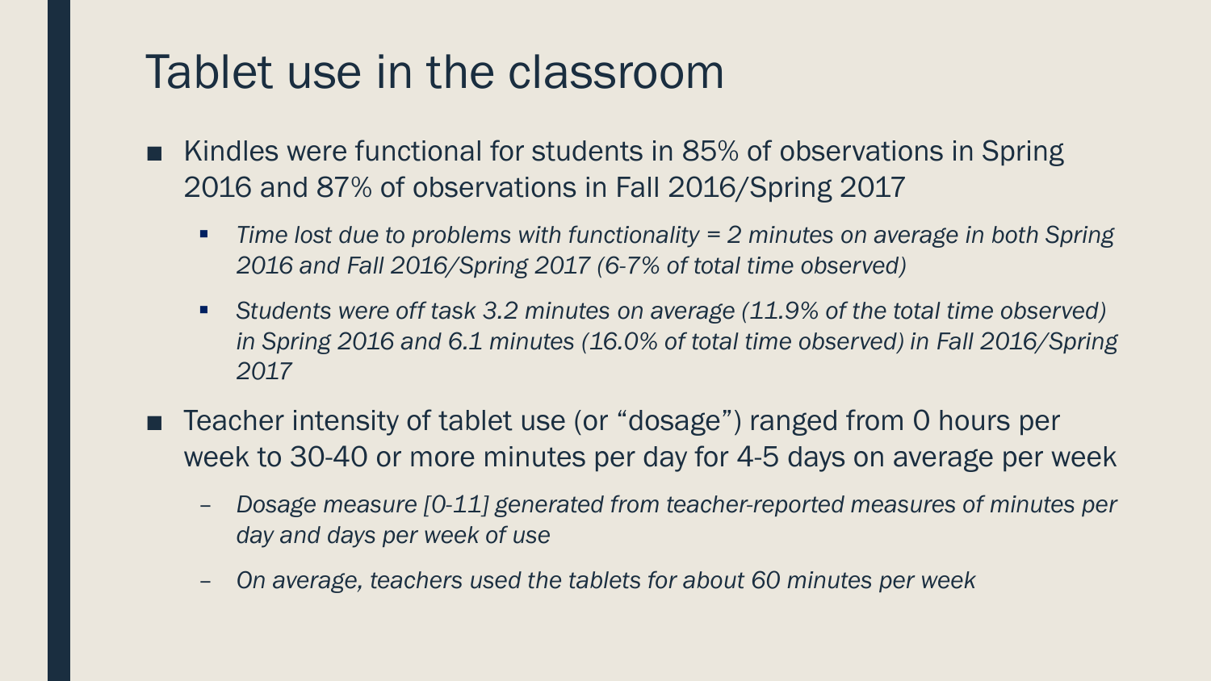# Tablet use in the classroom

- Kindles were functional for students in 85% of observations in Spring 2016 and 87% of observations in Fall 2016/Spring 2017
  - *Time lost due to problems with functionality = 2 minutes on average in both Spring 2016 and Fall 2016/Spring 2017 (6-7% of total time observed)*
  - *Students were off task 3.2 minutes on average (11.9% of the total time observed) in Spring 2016 and 6.1 minutes (16.0% of total time observed) in Fall 2016/Spring 2017*
- Teacher intensity of tablet use (or "dosage") ranged from 0 hours per week to 30-40 or more minutes per day for 4-5 days on average per week
  - *Dosage measure [0-11] generated from teacher-reported measures of minutes per day and days per week of use*
  - *On average, teachers used the tablets for about 60 minutes per week*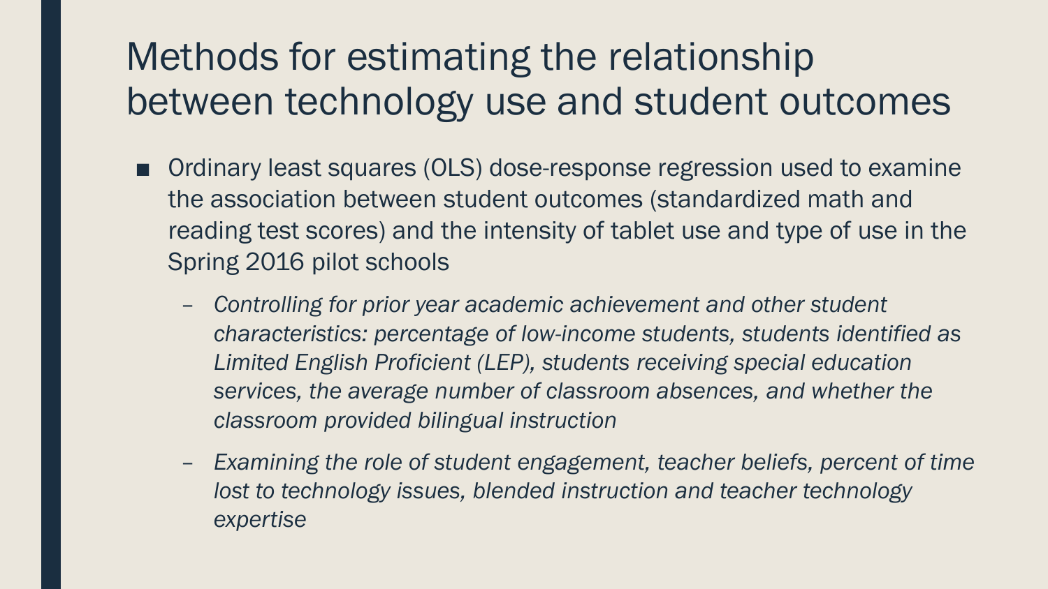# Methods for estimating the relationship between technology use and student outcomes

- Ordinary least squares (OLS) dose-response regression used to examine the association between student outcomes (standardized math and reading test scores) and the intensity of tablet use and type of use in the Spring 2016 pilot schools
  - *Controlling for prior year academic achievement and other student characteristics: percentage of low-income students, students identified as Limited English Proficient (LEP), students receiving special education services, the average number of classroom absences, and whether the classroom provided bilingual instruction*
  - *Examining the role of student engagement, teacher beliefs, percent of time lost to technology issues, blended instruction and teacher technology expertise*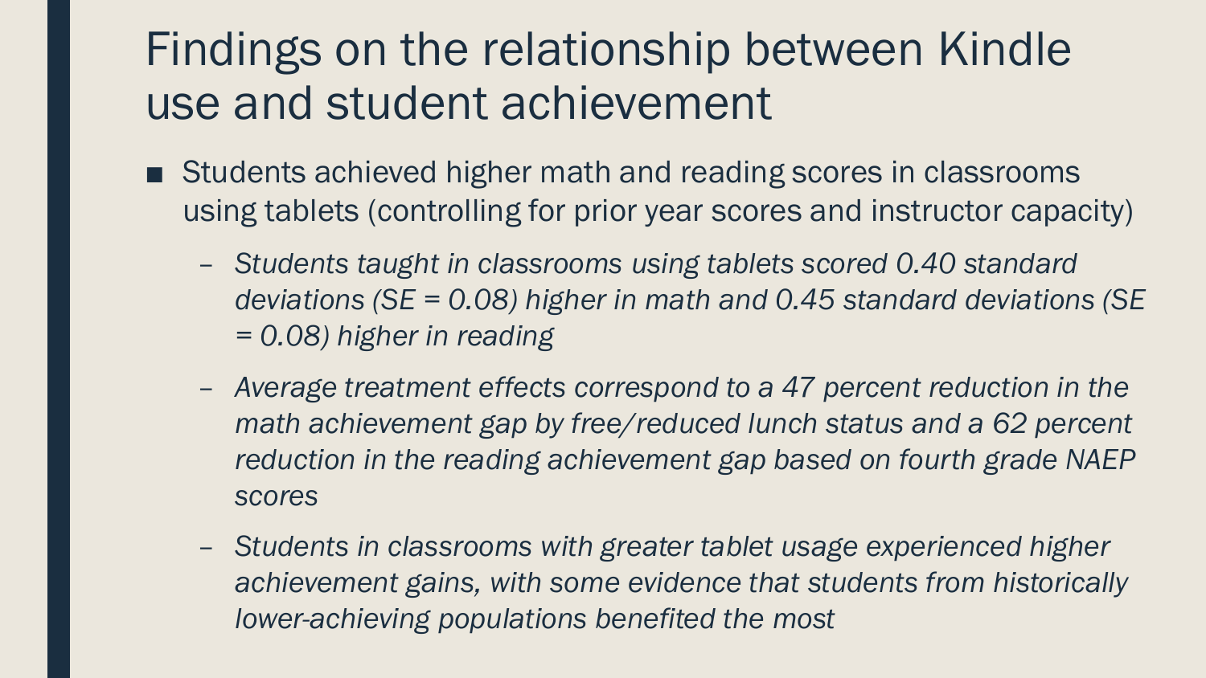# Findings on the relationship between Kindle use and student achievement

- Students achieved higher math and reading scores in classrooms using tablets (controlling for prior year scores and instructor capacity)
  - *Students taught in classrooms using tablets scored 0.40 standard deviations (SE = 0.08) higher in math and 0.45 standard deviations (SE = 0.08) higher in reading*
  - *Average treatment effects correspond to a 47 percent reduction in the math achievement gap by free/reduced lunch status and a 62 percent reduction in the reading achievement gap based on fourth grade NAEP scores*
  - *Students in classrooms with greater tablet usage experienced higher achievement gains, with some evidence that students from historically lower-achieving populations benefited the most*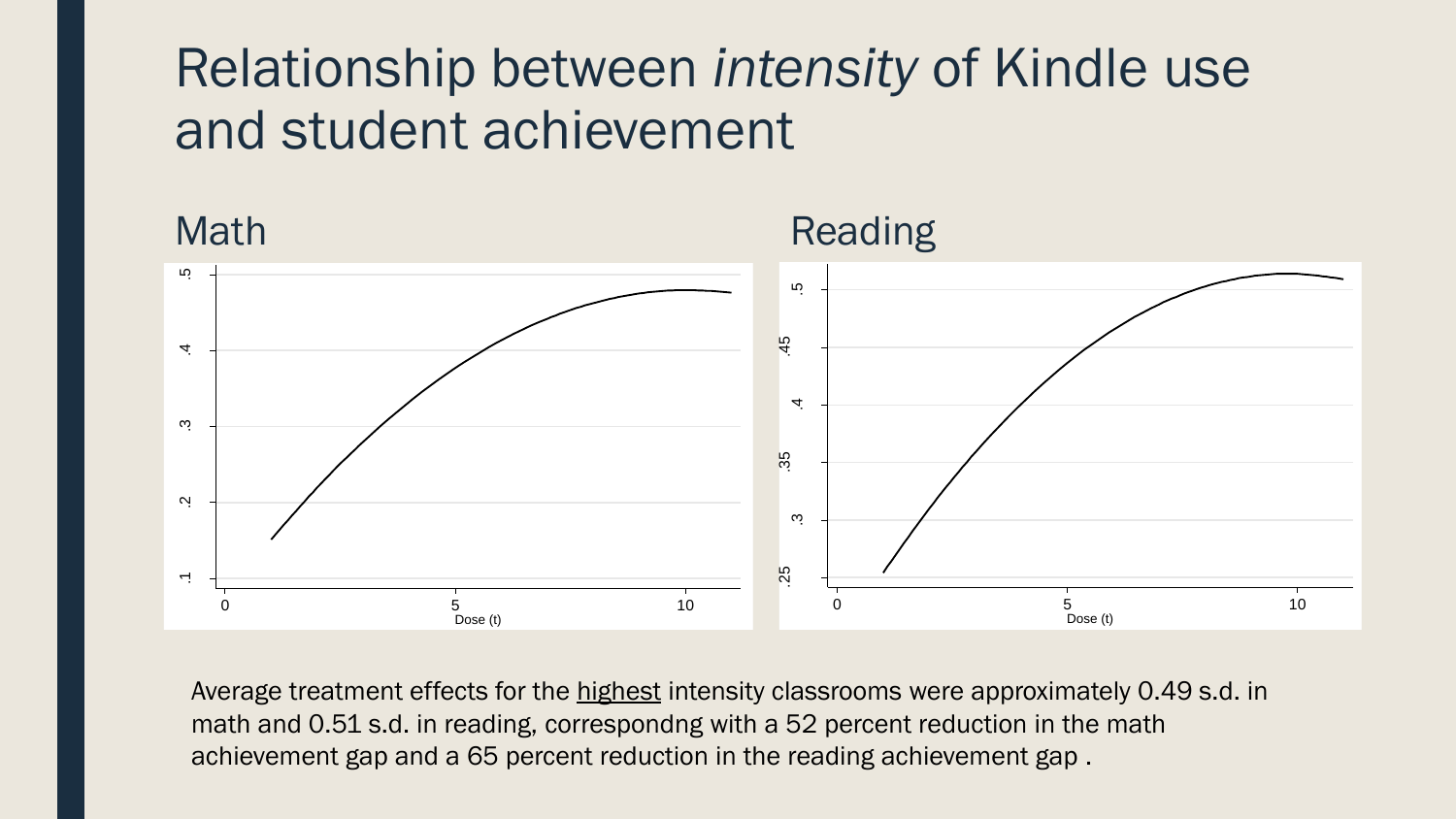# Relationship between *intensity* of Kindle use and student achievement

## Math

## Reading

Average treatment effects for the highest intensity classrooms were approximately 0.49 s.d. in math and 0.51 s.d. in reading, correspondng with a 52 percent reduction in the math achievement gap and a 65 percent reduction in the reading achievement gap .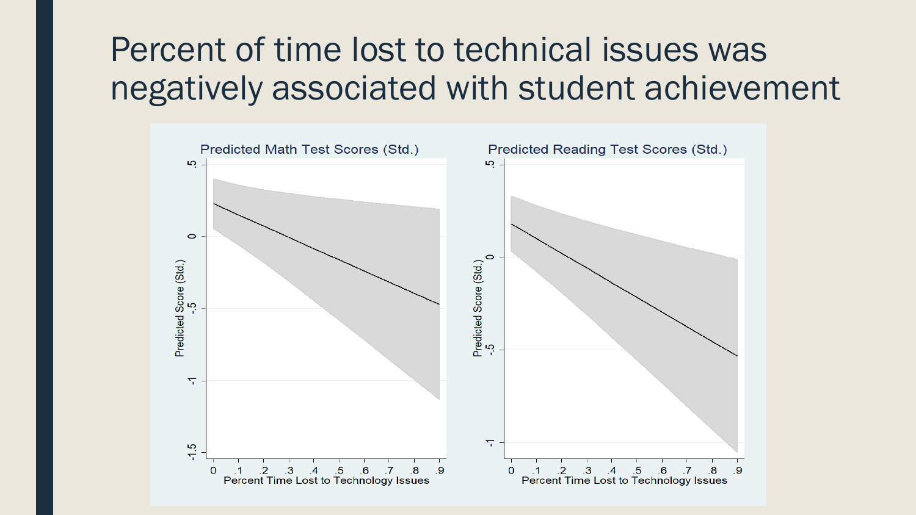# Percent of time lost to technical issues was negatively associated with student achievement

Predicted Math Test Scores (Std.)

Predicted Reading Test Scores (Std.)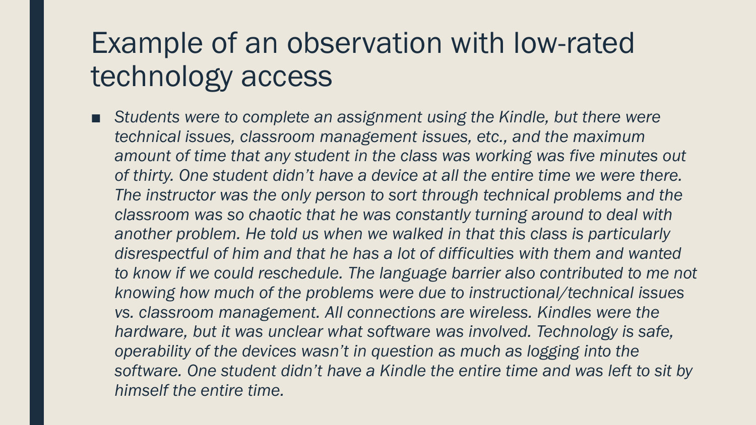# Example of an observation with low-rated technology access

- *Students were to complete an assignment using the Kindle, but there were technical issues, classroom management issues, etc., and the maximum amount of time that any student in the class was working was five minutes out of thirty. One student didn't have a device at all the entire time we were there. The instructor was the only person to sort through technical problems and the classroom was so chaotic that he was constantly turning around to deal with another problem. He told us when we walked in that this class is particularly disrespectful of him and that he has a lot of difficulties with them and wanted to know if we could reschedule. The language barrier also contributed to me not knowing how much of the problems were due to instructional/technical issues vs. classroom management. All connections are wireless. Kindles were the hardware, but it was unclear what software was involved. Technology is safe, operability of the devices wasn't in question as much as logging into the software. One student didn't have a Kindle the entire time and was left to sit by himself the entire time.*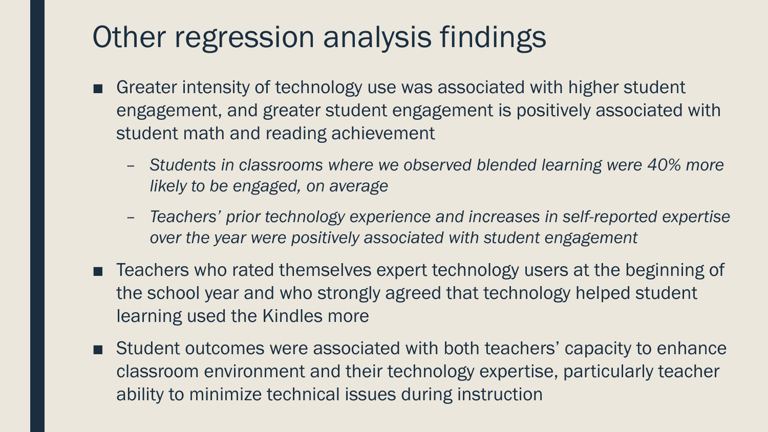# Other regression analysis findings

- Greater intensity of technology use was associated with higher student engagement, and greater student engagement is positively associated with student math and reading achievement
  - *Students in classrooms where we observed blended learning were 40% more likely to be engaged, on average*
  - *Teachers' prior technology experience and increases in self-reported expertise over the year were positively associated with student engagement*
- Teachers who rated themselves expert technology users at the beginning of the school year and who strongly agreed that technology helped student learning used the Kindles more
- Student outcomes were associated with both teachers' capacity to enhance classroom environment and their technology expertise, particularly teacher ability to minimize technical issues during instruction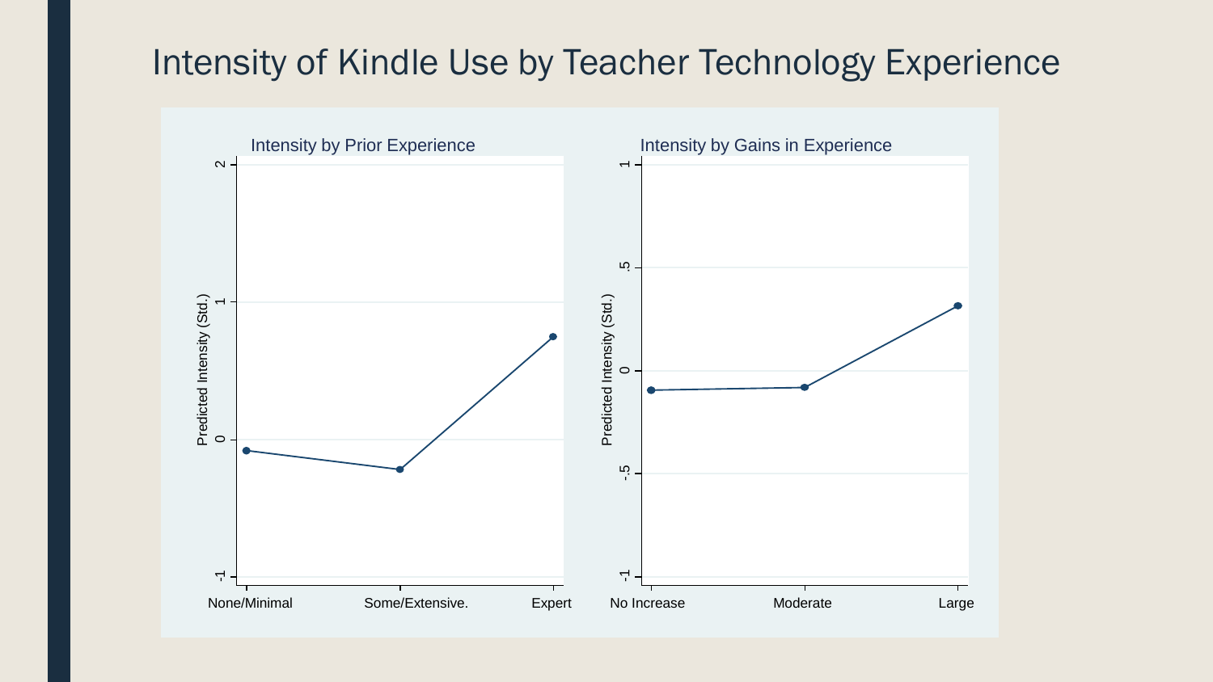# Intensity of Kindle Use by Teacher Technology Experience

Intensity by Prior Experience

Predicted Intensity (Std.)

2

1

0

-1

None/Minimal

Some/Extensive.

Expert

Intensity by Gains in Experience

Predicted Intensity (Std.)

1

.5

0

-.5

-1

No Increase

Moderate

Large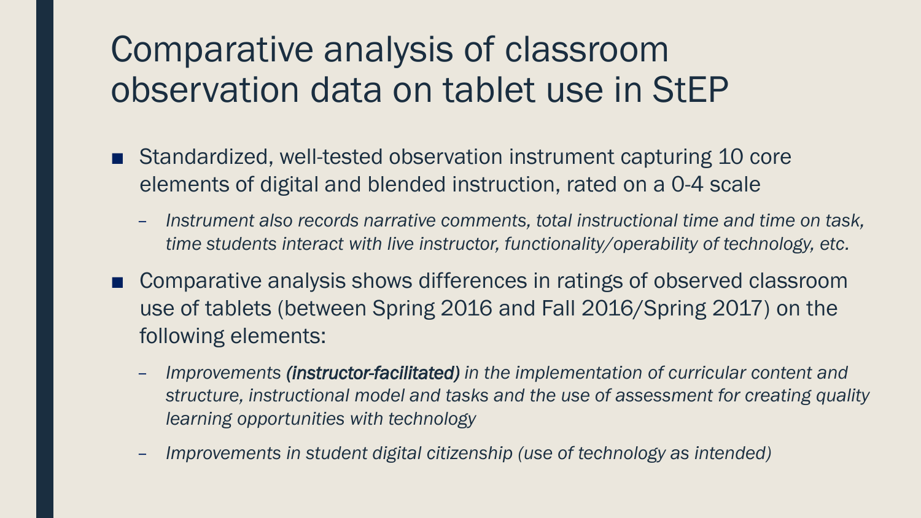# Comparative analysis of classroom observation data on tablet use in StEP

- Standardized, well-tested observation instrument capturing 10 core elements of digital and blended instruction, rated on a 0-4 scale
  - *Instrument also records narrative comments, total instructional time and time on task, time students interact with live instructor, functionality/operability of technology, etc.*
- Comparative analysis shows differences in ratings of observed classroom use of tablets (between Spring 2016 and Fall 2016/Spring 2017) on the following elements:
  - *Improvements **(instructor-facilitated)** in the implementation of curricular content and structure, instructional model and tasks and the use of assessment for creating quality learning opportunities with technology*
  - *Improvements in student digital citizenship (use of technology as intended)*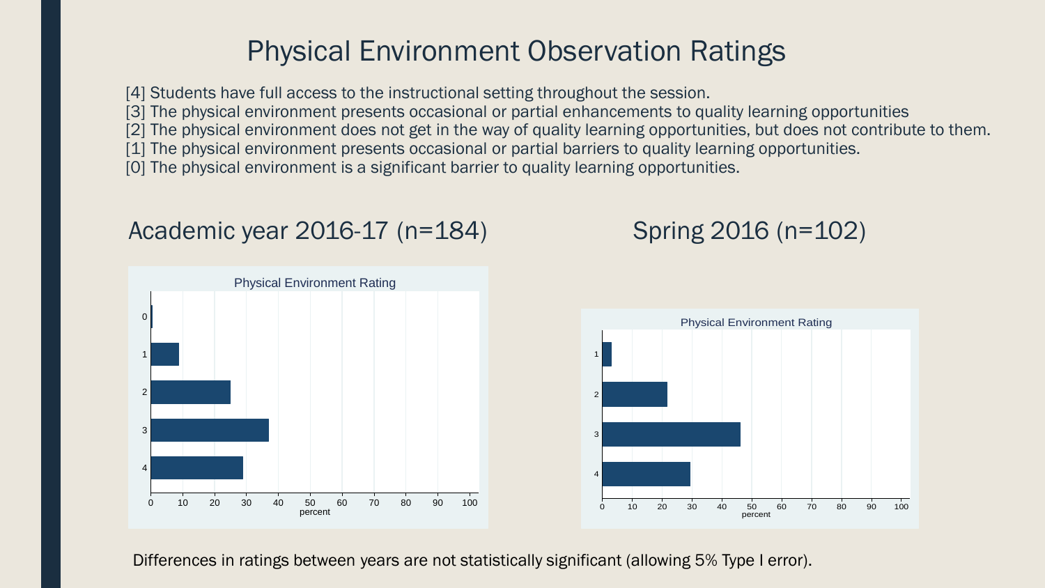# Physical Environment Observation Ratings

[4] Students have full access to the instructional setting throughout the session.
[3] The physical environment presents occasional or partial enhancements to quality learning opportunities
[2] The physical environment does not get in the way of quality learning opportunities, but does not contribute to them.
[1] The physical environment presents occasional or partial barriers to quality learning opportunities.
[0] The physical environment is a significant barrier to quality learning opportunities.

## Academic year 2016-17 (n=184)

Physical Environment Rating

## Spring 2016 (n=102)

Physical Environment Rating

Differences in ratings between years are not statistically significant (allowing 5% Type I error).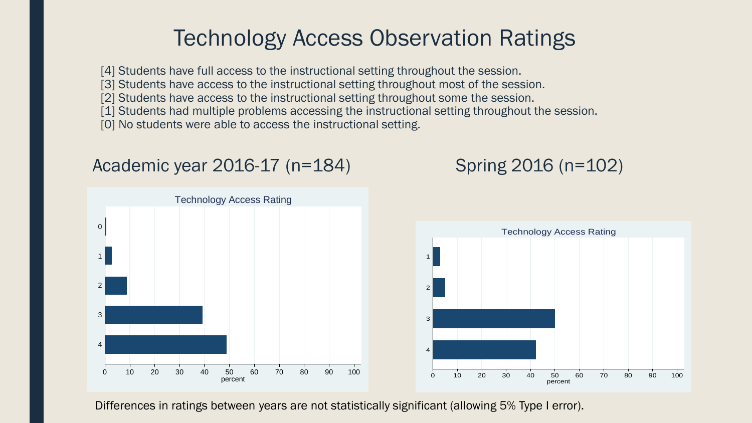# Technology Access Observation Ratings

[4] Students have full access to the instructional setting throughout the session.
[3] Students have access to the instructional setting throughout most of the session.
[2] Students have access to the instructional setting throughout some the session.
[1] Students had multiple problems accessing the instructional setting throughout the session.
[0] No students were able to access the instructional setting.

## Academic year 2016-17 (n=184)

Technology Access Rating

## Spring 2016 (n=102)

Technology Access Rating

Differences in ratings between years are not statistically significant (allowing 5% Type I error).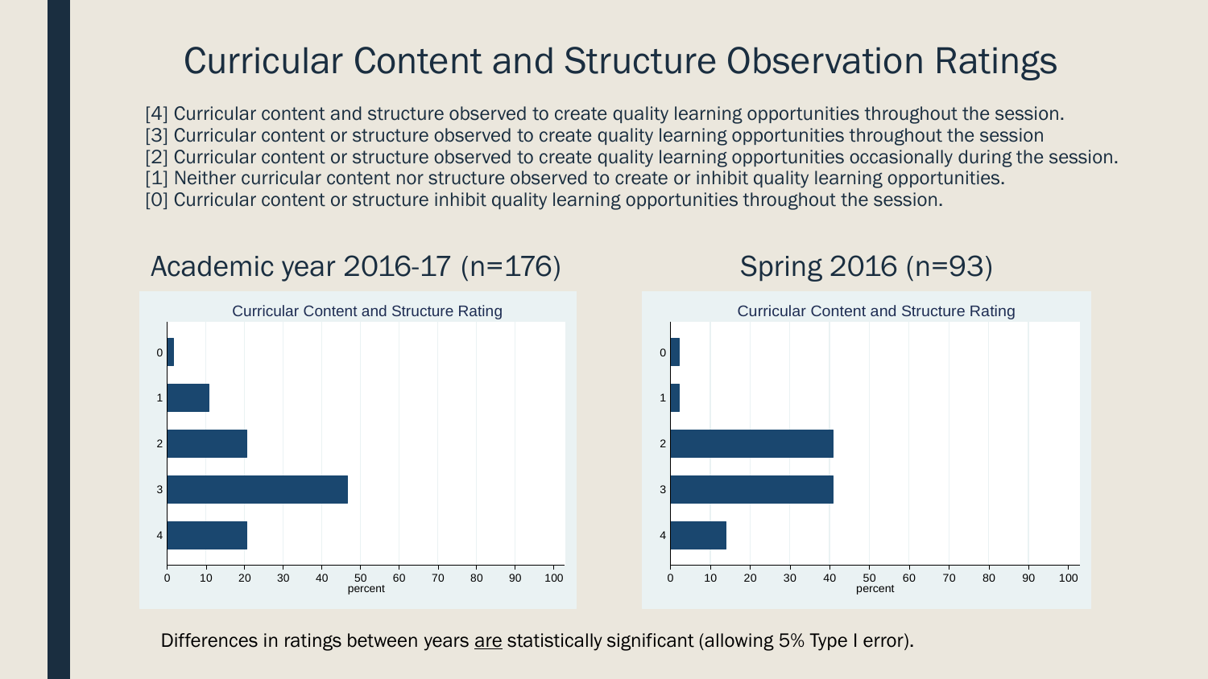# Curricular Content and Structure Observation Ratings

[4] Curricular content and structure observed to create quality learning opportunities throughout the session.
[3] Curricular content or structure observed to create quality learning opportunities throughout the session
[2] Curricular content or structure observed to create quality learning opportunities occasionally during the session.
[1] Neither curricular content nor structure observed to create or inhibit quality learning opportunities.
[0] Curricular content or structure inhibit quality learning opportunities throughout the session.

## Academic year 2016-17 (n=176)

Curricular Content and Structure Rating

## Spring 2016 (n=93)

Curricular Content and Structure Rating

Differences in ratings between years are statistically significant (allowing 5% Type I error).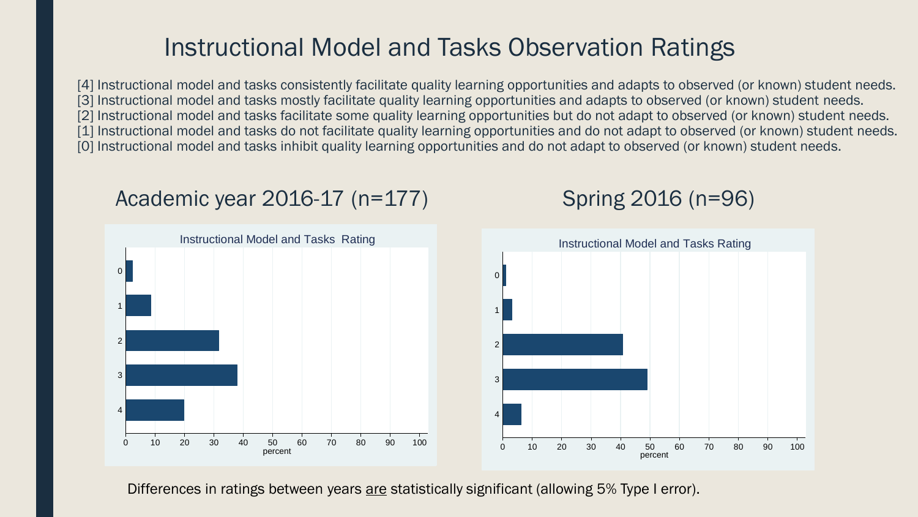# Instructional Model and Tasks Observation Ratings

[4] Instructional model and tasks consistently facilitate quality learning opportunities and adapts to observed (or known) student needs.
[3] Instructional model and tasks mostly facilitate quality learning opportunities and adapts to observed (or known) student needs.
[2] Instructional model and tasks facilitate some quality learning opportunities but do not adapt to observed (or known) student needs.
[1] Instructional model and tasks do not facilitate quality learning opportunities and do not adapt to observed (or known) student needs.
[0] Instructional model and tasks inhibit quality learning opportunities and do not adapt to observed (or known) student needs.

## Academic year 2016-17 (n=177)

Instructional Model and Tasks Rating

## Spring 2016 (n=96)

Instructional Model and Tasks Rating

Differences in ratings between years are statistically significant (allowing 5% Type I error).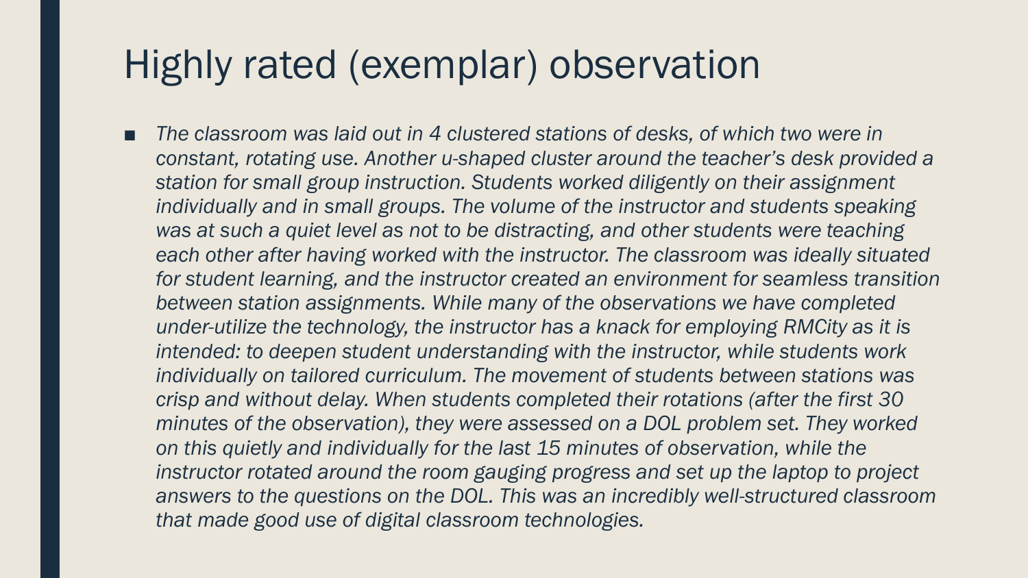# Highly rated (exemplar) observation

- *The classroom was laid out in 4 clustered stations of desks, of which two were in constant, rotating use. Another u-shaped cluster around the teacher's desk provided a station for small group instruction. Students worked diligently on their assignment individually and in small groups. The volume of the instructor and students speaking was at such a quiet level as not to be distracting, and other students were teaching each other after having worked with the instructor. The classroom was ideally situated for student learning, and the instructor created an environment for seamless transition between station assignments. While many of the observations we have completed under-utilize the technology, the instructor has a knack for employing RMCity as it is intended: to deepen student understanding with the instructor, while students work individually on tailored curriculum. The movement of students between stations was crisp and without delay. When students completed their rotations (after the first 30 minutes of the observation), they were assessed on a DOL problem set. They worked on this quietly and individually for the last 15 minutes of observation, while the instructor rotated around the room gauging progress and set up the laptop to project answers to the questions on the DOL. This was an incredibly well-structured classroom that made good use of digital classroom technologies.*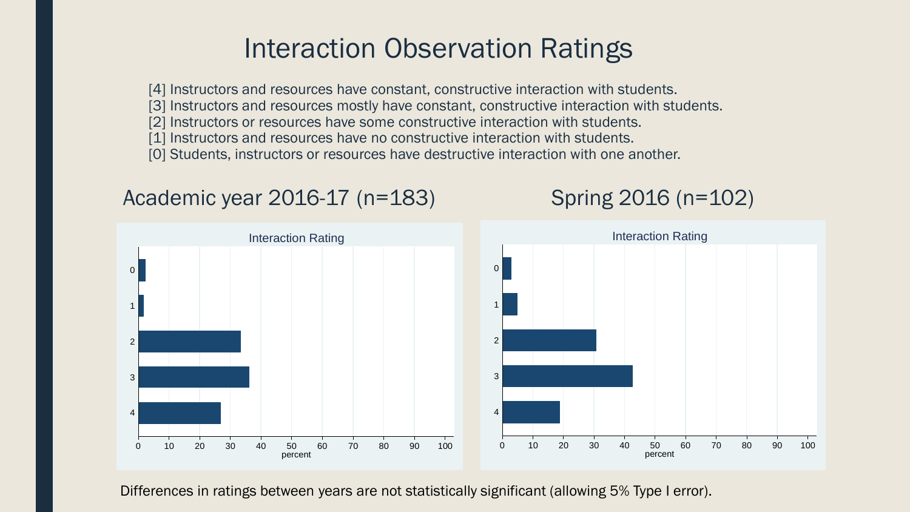# Interaction Observation Ratings

[4] Instructors and resources have constant, constructive interaction with students.
[3] Instructors and resources mostly have constant, constructive interaction with students.
[2] Instructors or resources have some constructive interaction with students.
[1] Instructors and resources have no constructive interaction with students.
[0] Students, instructors or resources have destructive interaction with one another.

## Academic year 2016-17 (n=183)

Interaction Rating

## Spring 2016 (n=102)

Interaction Rating

Differences in ratings between years are not statistically significant (allowing 5% Type I error).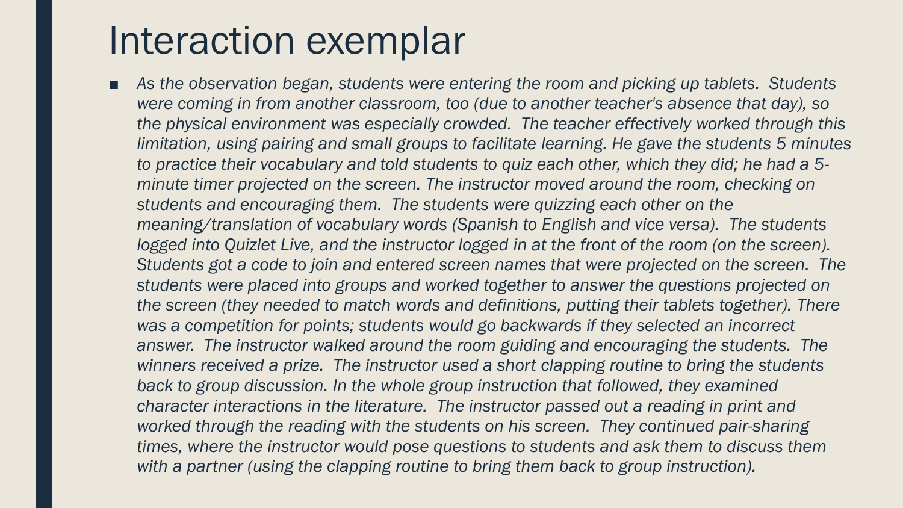# Interaction exemplar

- *As the observation began, students were entering the room and picking up tablets. Students were coming in from another classroom, too (due to another teacher's absence that day), so the physical environment was especially crowded. The teacher effectively worked through this limitation, using pairing and small groups to facilitate learning. He gave the students 5 minutes to practice their vocabulary and told students to quiz each other, which they did; he had a 5-minute timer projected on the screen. The instructor moved around the room, checking on students and encouraging them. The students were quizzing each other on the meaning/translation of vocabulary words (Spanish to English and vice versa). The students logged into Quizlet Live, and the instructor logged in at the front of the room (on the screen). Students got a code to join and entered screen names that were projected on the screen. The students were placed into groups and worked together to answer the questions projected on the screen (they needed to match words and definitions, putting their tablets together). There was a competition for points; students would go backwards if they selected an incorrect answer. The instructor walked around the room guiding and encouraging the students. The winners received a prize. The instructor used a short clapping routine to bring the students back to group discussion. In the whole group instruction that followed, they examined character interactions in the literature. The instructor passed out a reading in print and worked through the reading with the students on his screen. They continued pair-sharing times, where the instructor would pose questions to students and ask them to discuss them with a partner (using the clapping routine to bring them back to group instruction).*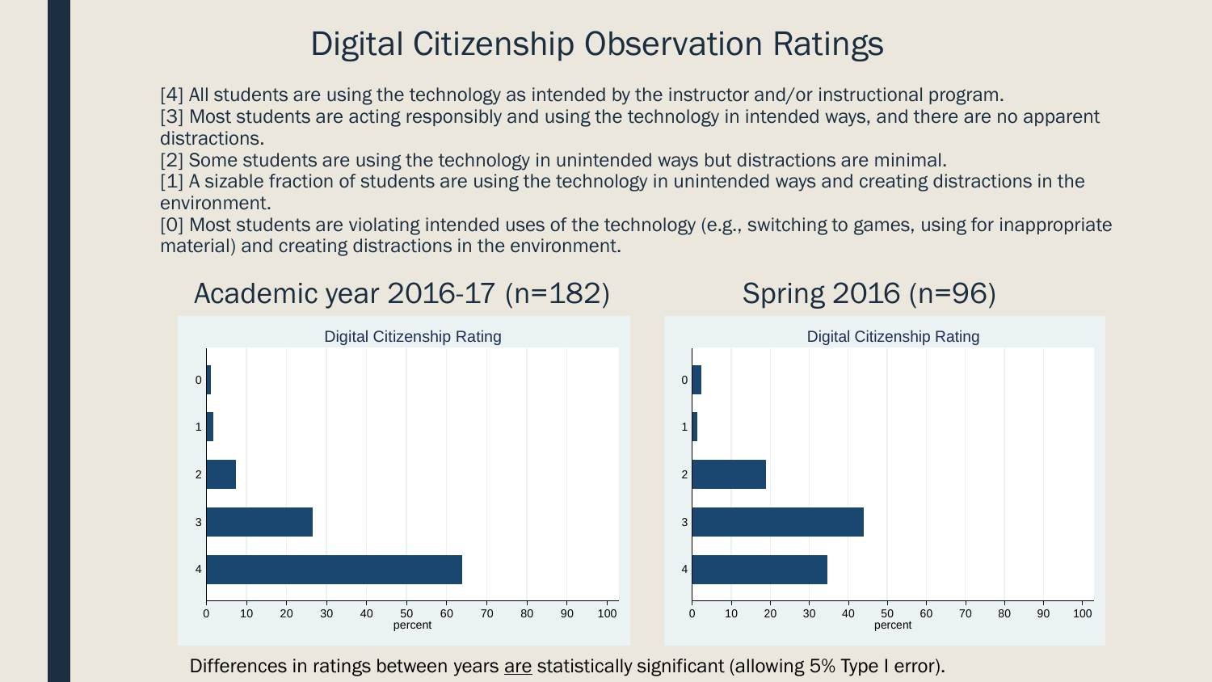# Digital Citizenship Observation Ratings

[4] All students are using the technology as intended by the instructor and/or instructional program.
[3] Most students are acting responsibly and using the technology in intended ways, and there are no apparent distractions.
[2] Some students are using the technology in unintended ways but distractions are minimal.
[1] A sizable fraction of students are using the technology in unintended ways and creating distractions in the environment.
[0] Most students are violating intended uses of the technology (e.g., switching to games, using for inappropriate material) and creating distractions in the environment.

## Academic year 2016-17 (n=182)

## Spring 2016 (n=96)

Differences in ratings between years are statistically significant (allowing 5% Type I error).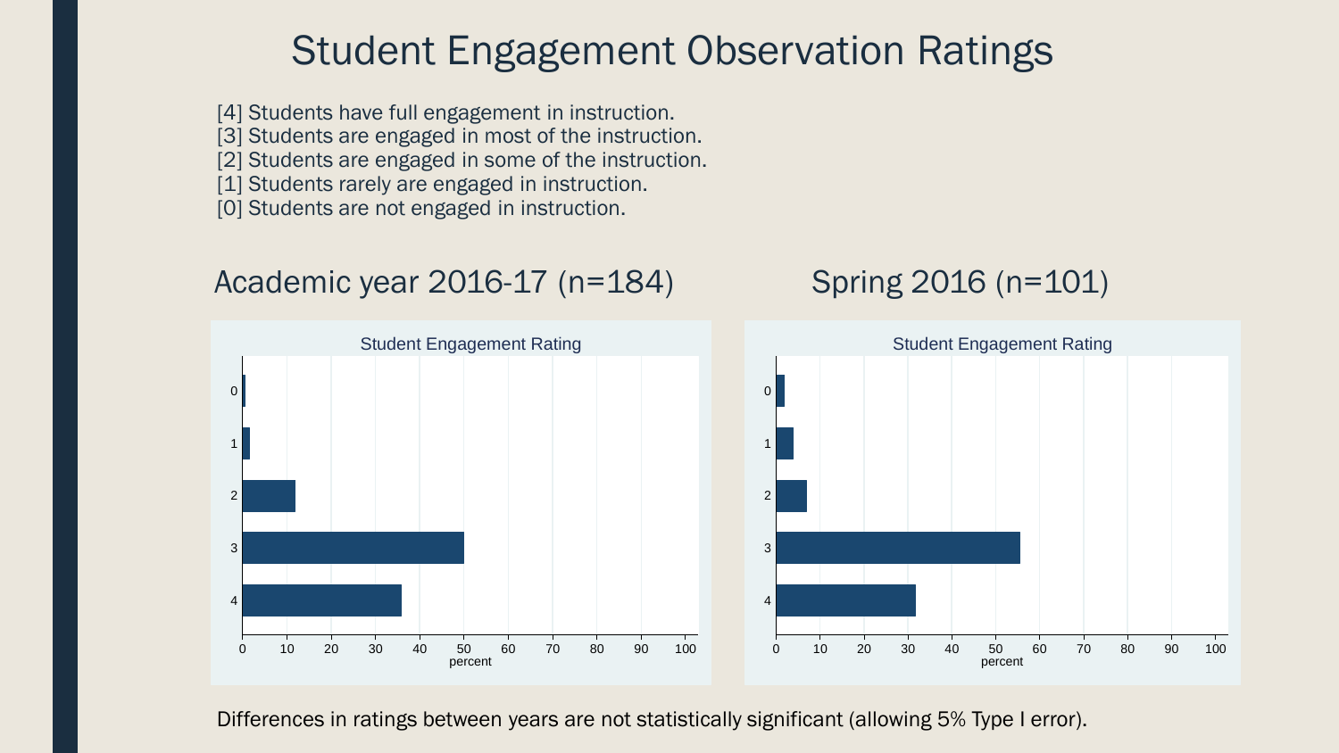# Student Engagement Observation Ratings

[4] Students have full engagement in instruction.
[3] Students are engaged in most of the instruction.
[2] Students are engaged in some of the instruction.
[1] Students rarely are engaged in instruction.
[0] Students are not engaged in instruction.

## Academic year 2016-17 (n=184)

## Spring 2016 (n=101)

Differences in ratings between years are not statistically significant (allowing 5% Type I error).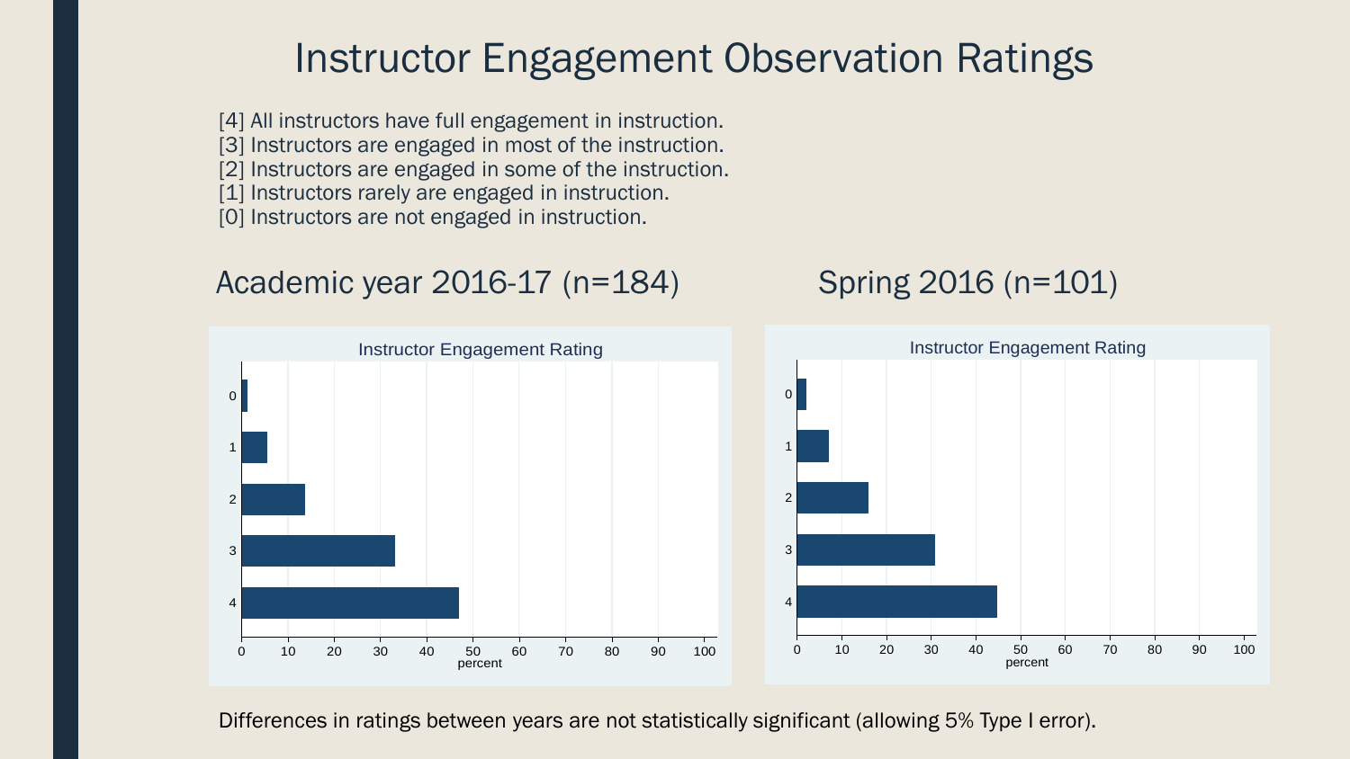# Instructor Engagement Observation Ratings

[4] All instructors have full engagement in instruction.
[3] Instructors are engaged in most of the instruction.
[2] Instructors are engaged in some of the instruction.
[1] Instructors rarely are engaged in instruction.
[0] Instructors are not engaged in instruction.

## Academic year 2016-17 (n=184)

## Spring 2016 (n=101)

Differences in ratings between years are not statistically significant (allowing 5% Type I error).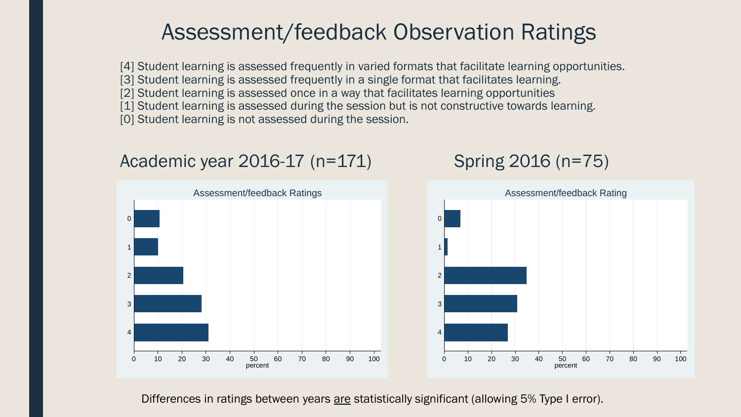# Assessment/feedback Observation Ratings

[4] Student learning is assessed frequently in varied formats that facilitate learning opportunities.
[3] Student learning is assessed frequently in a single format that facilitates learning.
[2] Student learning is assessed once in a way that facilitates learning opportunities
[1] Student learning is assessed during the session but is not constructive towards learning.
[0] Student learning is not assessed during the session.

## Academic year 2016-17 (n=171)

Assessment/feedback Ratings

## Spring 2016 (n=75)

Assessment/feedback Rating

Differences in ratings between years are statistically significant (allowing 5% Type I error).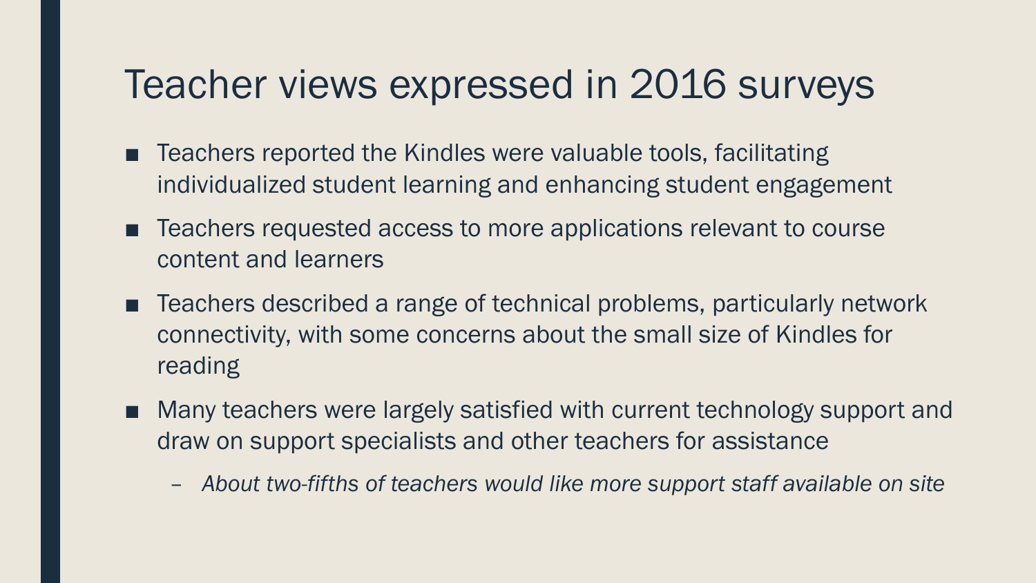# Teacher views expressed in 2016 surveys

- Teachers reported the Kindles were valuable tools, facilitating individualized student learning and enhancing student engagement
- Teachers requested access to more applications relevant to course content and learners
- Teachers described a range of technical problems, particularly network connectivity, with some concerns about the small size of Kindles for reading
- Many teachers were largely satisfied with current technology support and draw on support specialists and other teachers for assistance
  - *About two-fifths of teachers would like more support staff available on site*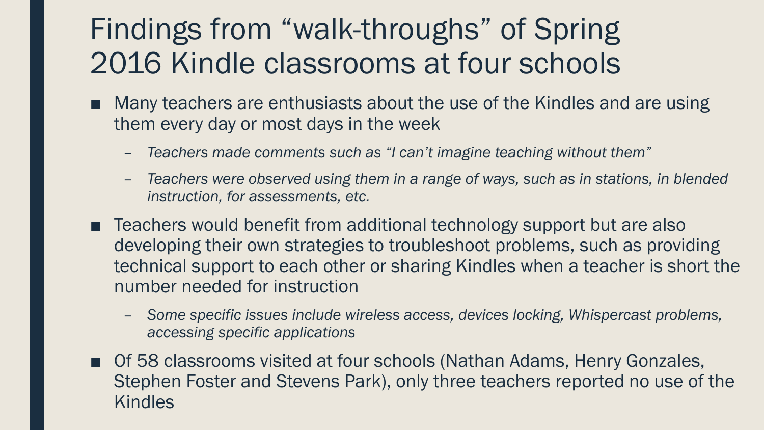# Findings from "walk-throughs" of Spring 2016 Kindle classrooms at four schools

- Many teachers are enthusiasts about the use of the Kindles and are using them every day or most days in the week
  - *Teachers made comments such as "I can't imagine teaching without them"*
  - *Teachers were observed using them in a range of ways, such as in stations, in blended instruction, for assessments, etc.*
- Teachers would benefit from additional technology support but are also developing their own strategies to troubleshoot problems, such as providing technical support to each other or sharing Kindles when a teacher is short the number needed for instruction
  - *Some specific issues include wireless access, devices locking, Whispercast problems, accessing specific applications*
- Of 58 classrooms visited at four schools (Nathan Adams, Henry Gonzales, Stephen Foster and Stevens Park), only three teachers reported no use of the Kindles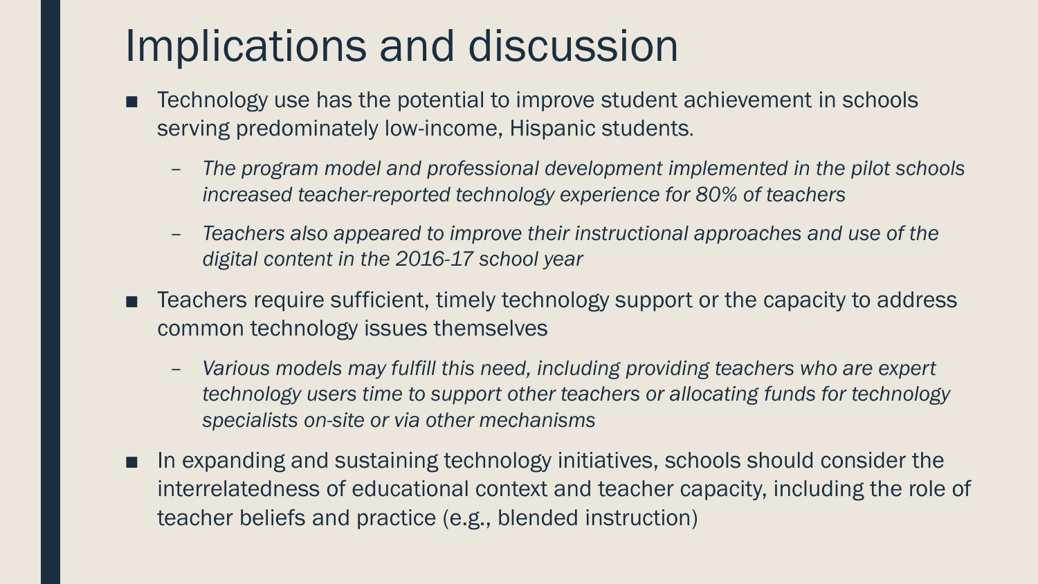# Implications and discussion

- Technology use has the potential to improve student achievement in schools serving predominately low-income, Hispanic students.
  - *The program model and professional development implemented in the pilot schools increased teacher-reported technology experience for 80% of teachers*
  - *Teachers also appeared to improve their instructional approaches and use of the digital content in the 2016-17 school year*
- Teachers require sufficient, timely technology support or the capacity to address common technology issues themselves
  - *Various models may fulfill this need, including providing teachers who are expert technology users time to support other teachers or allocating funds for technology specialists on-site or via other mechanisms*
- In expanding and sustaining technology initiatives, schools should consider the interrelatedness of educational context and teacher capacity, including the role of teacher beliefs and practice (e.g., blended instruction)